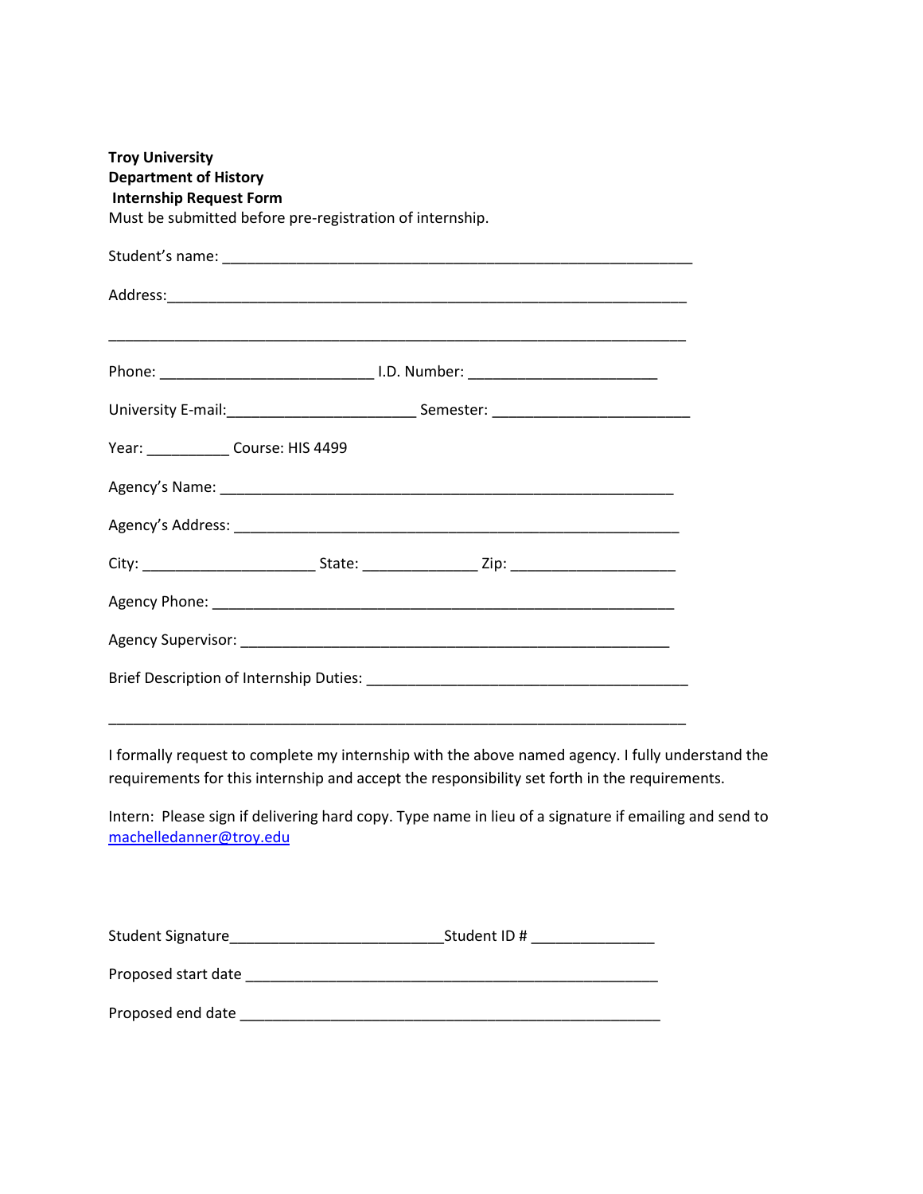**Troy University**
**Department of History**
**Internship Request Form**
Must be submitted before pre-registration of internship.

Student's name: ___________________________________________________________

Address:___________________________________________________________________

___________________________________________________________________________

Phone: ___________________________ I.D. Number: ________________________

University E-mail:________________________ Semester: _________________________

Year: __________ Course: HIS 4499

Agency's Name: __________________________________________________________

Agency's Address: ________________________________________________________

City: _____________________ State: ______________ Zip: ____________________

Agency Phone: ____________________________________________________________

Agency Supervisor: _______________________________________________________

Brief Description of Internship Duties: _________________________________________

___________________________________________________________________________

I formally request to complete my internship with the above named agency. I fully understand the requirements for this internship and accept the responsibility set forth in the requirements.

Intern: Please sign if delivering hard copy. Type name in lieu of a signature if emailing and send to machelledanner@troy.edu

Student Signature___________________________Student ID # _______________

Proposed start date _____________________________________________________

Proposed end date ______________________________________________________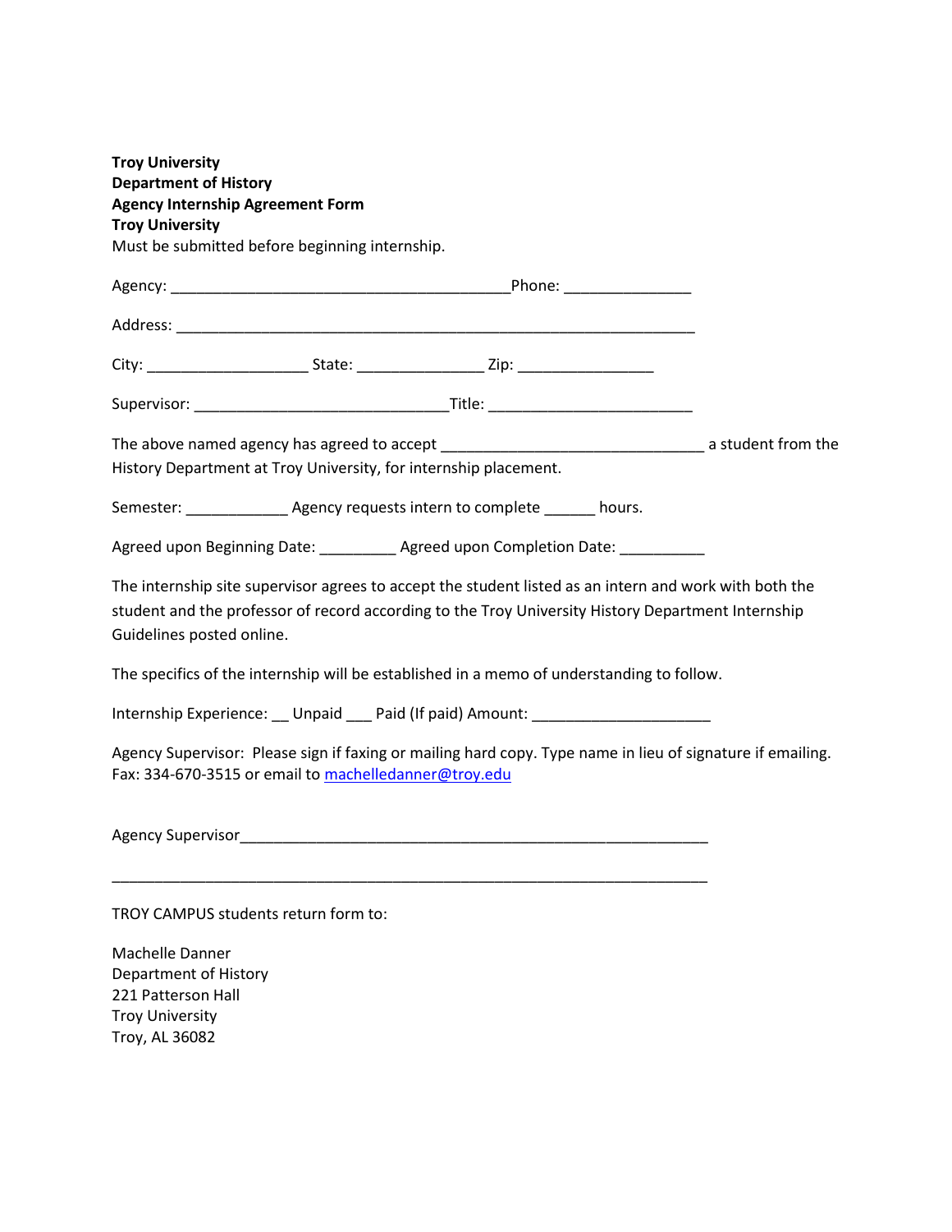**Troy University**
**Department of History**
**Agency Internship Agreement Form**
**Troy University**
Must be submitted before beginning internship.

Agency: ________________________________________Phone: _______________

Address: _______________________________________________________________

City: ___________________ State: _______________ Zip: ________________

Supervisor: ______________________________Title: ________________________

The above named agency has agreed to accept _______________________________ a student from the History Department at Troy University, for internship placement.

Semester: ____________ Agency requests intern to complete ______ hours.

Agreed upon Beginning Date: _________ Agreed upon Completion Date: __________

The internship site supervisor agrees to accept the student listed as an intern and work with both the student and the professor of record according to the Troy University History Department Internship Guidelines posted online.

The specifics of the internship will be established in a memo of understanding to follow.

Internship Experience: __ Unpaid ___ Paid (If paid) Amount: _____________________

Agency Supervisor: Please sign if faxing or mailing hard copy. Type name in lieu of signature if emailing.
Fax: 334-670-3515 or email to machelledanner@troy.edu

Agency Supervisor_________________________________________________________

_______________________________________________________________________

TROY CAMPUS students return form to:

Machelle Danner
Department of History
221 Patterson Hall
Troy University
Troy, AL 36082